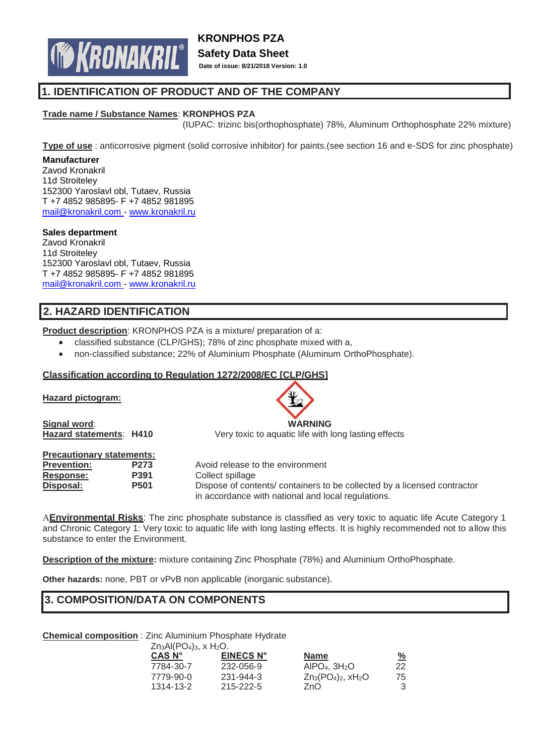# KRONPHOS PZA

## Safety Data Sheet

**Date of issue: 8/21/2018 Version: 1.0**

## 1. IDENTIFICATION OF PRODUCT AND OF THE COMPANY

**Trade name / Substance Names**: **KRONPHOS PZA**
(IUPAC: trizinc bis(orthophosphate) 78%, Aluminum Orthophosphate 22% mixture)

**Type of use** : anticorrosive pigment (solid corrosive inhibitor) for paints.(see section 16 and e-SDS for zinc phosphate)

**Manufacturer**
Zavod Kronakril
11d Stroiteley
152300 Yaroslavl obl, Tutaev, Russia
T +7 4852 985895- F +7 4852 981895
mail@kronakril.com - www.kronakril.ru

**Sales department**
Zavod Kronakril
11d Stroiteley
152300 Yaroslavl obl, Tutaev, Russia
T +7 4852 985895- F +7 4852 981895
mail@kronakril.com - www.kronakril.ru

## 2. HAZARD IDENTIFICATION

**Product description**: KRONPHOS PZA is a mixture/ preparation of a:

- classified substance (CLP/GHS); 78% of zinc phosphate mixed with a,
- non-classified substance; 22% of Aluminium Phosphate (Aluminum OrthoPhosphate).

**Classification according to Regulation 1272/2008/EC [CLP/GHS]**

**Hazard pictogram:**

**Signal word**: **WARNING**

**Hazard statements**: **H410** Very toxic to aquatic life with long lasting effects

**Precautionary statements:**

| | | |
|---|---|---|
| **Prevention:** | **P273** | Avoid release to the environment |
| **Response:** | **P391** | Collect spillage |
| **Disposal:** | **P501** | Dispose of contents/ containers to be collected by a licensed contractor in accordance with national and local regulations. |

A**Environmental Risks**: The zinc phosphate substance is classified as very toxic to aquatic life Acute Category 1 and Chronic Category 1: Very toxic to aquatic life with long lasting effects. It is highly recommended not to allow this substance to enter the Environment.

**Description of the mixture:** mixture containing Zinc Phosphate (78%) and Aluminium OrthoPhosphate.

**Other hazards:** none, PBT or vPvB non applicable (inorganic substance).

## 3. COMPOSITION/DATA ON COMPONENTS

**Chemical composition** : Zinc Aluminium Phosphate Hydrate
$Zn_3Al(PO_4)_3$, x $H_2O$.

| CAS N° | EINECS N° | Name | % |
|---|---|---|---|
| 7784-30-7 | 232-056-9 | $AlPO_4$, $3H_2O$ | 22 |
| 7779-90-0 | 231-944-3 | $Zn_3(PO_4)_2$, $xH_2O$ | 75 |
| 1314-13-2 | 215-222-5 | $ZnO$ | 3 |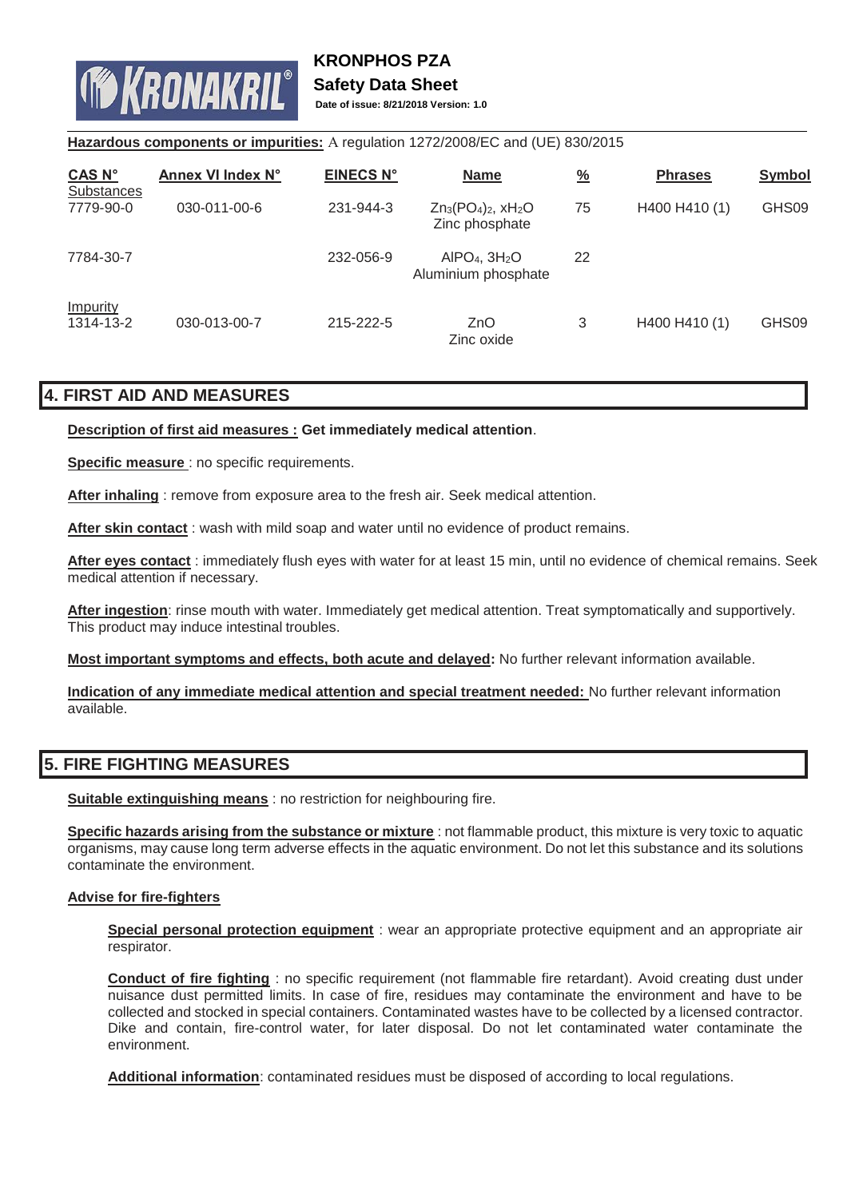**Hazardous components or impurities:** A regulation 1272/2008/EC and (UE) 830/2015

| CAS N° | Annex VI Index N° | EINECS N° | Name | % | Phrases | Symbol |
|---|---|---|---|---|---|---|
| Substances | | | | | | |
| 7779-90-0 | 030-011-00-6 | 231-944-3 | $Zn_3(PO_4)_2$, $xH_2O$ Zinc phosphate | 75 | H400 H410 (1) | GHS09 |
| 7784-30-7 | | 232-056-9 | $AlPO_4$, $3H_2O$ Aluminium phosphate | 22 | | |
| Impurity | | | | | | |
| 1314-13-2 | 030-013-00-7 | 215-222-5 | ZnO Zinc oxide | 3 | H400 H410 (1) | GHS09 |

## 4. FIRST AID AND MEASURES

**Description of first aid measures : Get immediately medical attention**.

**Specific measure** : no specific requirements.

**After inhaling** : remove from exposure area to the fresh air. Seek medical attention.

**After skin contact** : wash with mild soap and water until no evidence of product remains.

**After eyes contact** : immediately flush eyes with water for at least 15 min, until no evidence of chemical remains. Seek medical attention if necessary.

**After ingestion**: rinse mouth with water. Immediately get medical attention. Treat symptomatically and supportively. This product may induce intestinal troubles.

**Most important symptoms and effects, both acute and delayed:** No further relevant information available.

**Indication of any immediate medical attention and special treatment needed:** No further relevant information available.

## 5. FIRE FIGHTING MEASURES

**Suitable extinguishing means** : no restriction for neighbouring fire.

**Specific hazards arising from the substance or mixture** : not flammable product, this mixture is very toxic to aquatic organisms, may cause long term adverse effects in the aquatic environment. Do not let this substance and its solutions contaminate the environment.

**Advise for fire-fighters**

**Special personal protection equipment** : wear an appropriate protective equipment and an appropriate air respirator.

**Conduct of fire fighting** : no specific requirement (not flammable fire retardant). Avoid creating dust under nuisance dust permitted limits. In case of fire, residues may contaminate the environment and have to be collected and stocked in special containers. Contaminated wastes have to be collected by a licensed contractor. Dike and contain, fire-control water, for later disposal. Do not let contaminated water contaminate the environment.

**Additional information**: contaminated residues must be disposed of according to local regulations.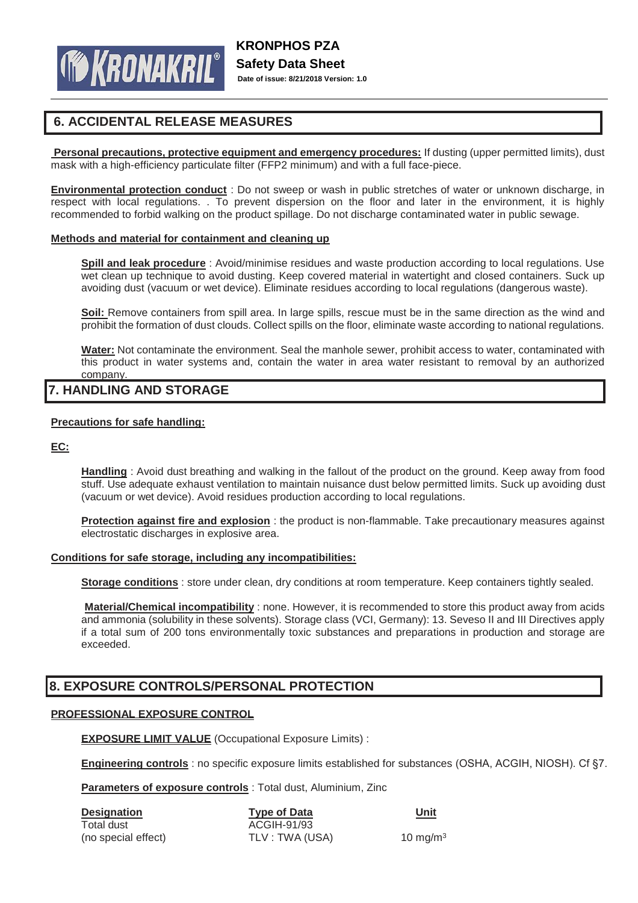## 6. ACCIDENTAL RELEASE MEASURES

**Personal precautions, protective equipment and emergency procedures:** If dusting (upper permitted limits), dust mask with a high-efficiency particulate filter (FFP2 minimum) and with a full face-piece.

**Environmental protection conduct** : Do not sweep or wash in public stretches of water or unknown discharge, in respect with local regulations. . To prevent dispersion on the floor and later in the environment, it is highly recommended to forbid walking on the product spillage. Do not discharge contaminated water in public sewage.

**Methods and material for containment and cleaning up**

**Spill and leak procedure** : Avoid/minimise residues and waste production according to local regulations. Use wet clean up technique to avoid dusting. Keep covered material in watertight and closed containers. Suck up avoiding dust (vacuum or wet device). Eliminate residues according to local regulations (dangerous waste).

**Soil:** Remove containers from spill area. In large spills, rescue must be in the same direction as the wind and prohibit the formation of dust clouds. Collect spills on the floor, eliminate waste according to national regulations.

**Water:** Not contaminate the environment. Seal the manhole sewer, prohibit access to water, contaminated with this product in water systems and, contain the water in area water resistant to removal by an authorized company.

## 7. HANDLING AND STORAGE

**Precautions for safe handling:**

**EC:**

**Handling** : Avoid dust breathing and walking in the fallout of the product on the ground. Keep away from food stuff. Use adequate exhaust ventilation to maintain nuisance dust below permitted limits. Suck up avoiding dust (vacuum or wet device). Avoid residues production according to local regulations.

**Protection against fire and explosion** : the product is non-flammable. Take precautionary measures against electrostatic discharges in explosive area.

**Conditions for safe storage, including any incompatibilities:**

**Storage conditions** : store under clean, dry conditions at room temperature. Keep containers tightly sealed.

**Material/Chemical incompatibility** : none. However, it is recommended to store this product away from acids and ammonia (solubility in these solvents). Storage class (VCI, Germany): 13. Seveso II and III Directives apply if a total sum of 200 tons environmentally toxic substances and preparations in production and storage are exceeded.

## 8. EXPOSURE CONTROLS/PERSONAL PROTECTION

**PROFESSIONAL EXPOSURE CONTROL**

**EXPOSURE LIMIT VALUE** (Occupational Exposure Limits) :

**Engineering controls** : no specific exposure limits established for substances (OSHA, ACGIH, NIOSH). Cf §7.

**Parameters of exposure controls** : Total dust, Aluminium, Zinc

| Designation | Type of Data | Unit |
|---|---|---|
| Total dust<br>(no special effect) | ACGIH-91/93<br>TLV : TWA (USA) | 10 mg/m$^3$ |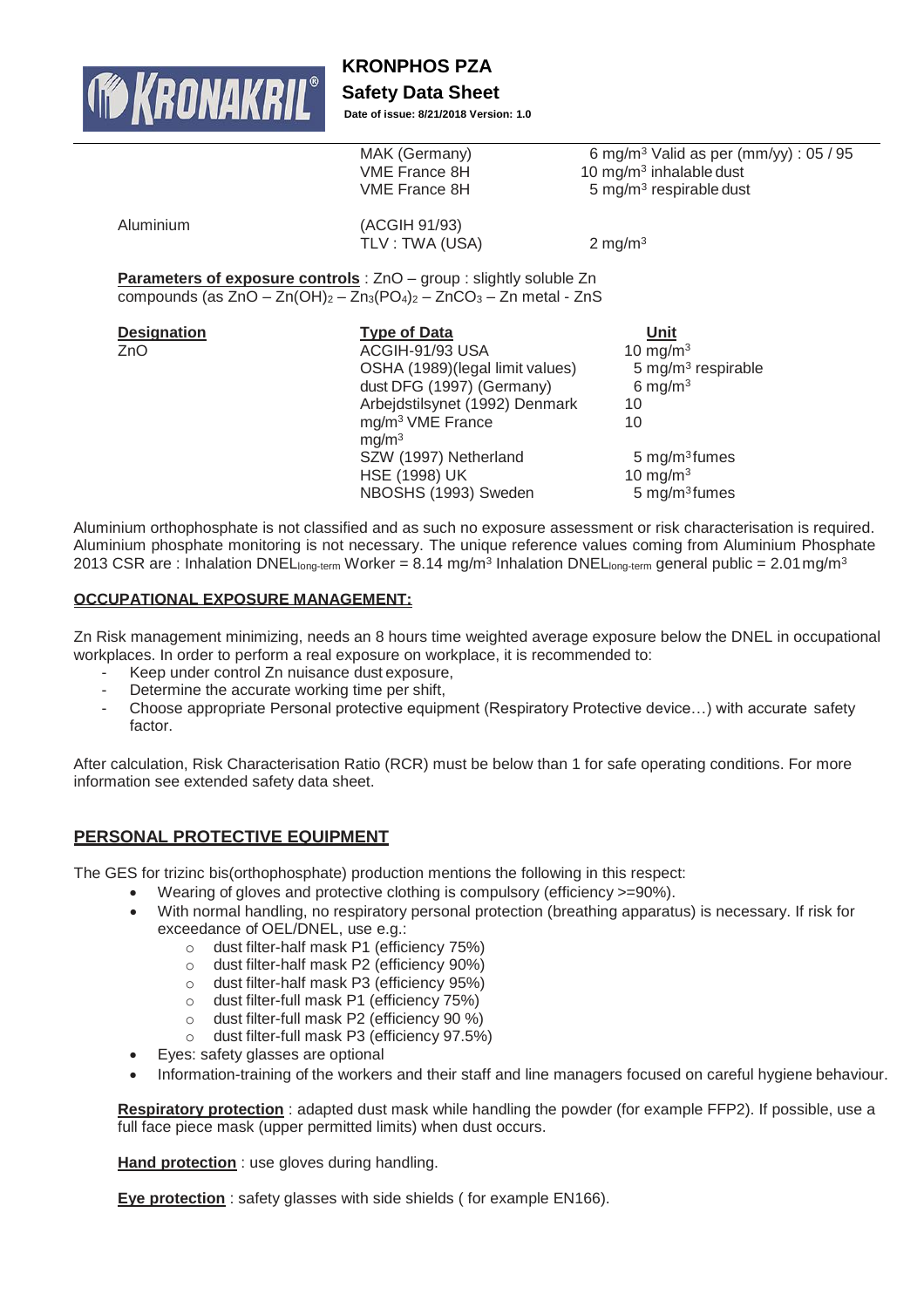| | | |
|---|---|---|
| | MAK (Germany) | 6 $mg/m^3$ Valid as per (mm/yy) : 05 / 95 |
| | VME France 8H | 10 $mg/m^3$ inhalable dust |
| | VME France 8H | 5 $mg/m^3$ respirable dust |
| Aluminium | (ACGIH 91/93) TLV : TWA (USA) | 2 $mg/m^3$ |

**Parameters of exposure controls** : ZnO – group : slightly soluble Zn compounds (as ZnO – $Zn(OH)_2$ – $Zn_3(PO_4)_2$ – $ZnCO_3$ – Zn metal - ZnS

| Designation | Type of Data | Unit |
|---|---|---|
| ZnO | ACGIH-91/93 USA | 10 $mg/m^3$ |
| | OSHA (1989)(legal limit values) | 5 $mg/m^3$ respirable |
| | dust DFG (1997) (Germany) | 6 $mg/m^3$ |
| | Arbejdstilsynet (1992) Denmark | 10 |
| | $mg/m^3$ VME France | 10 |
| | $mg/m^3$ | |
| | SZW (1997) Netherland | 5 $mg/m^3$ fumes |
| | HSE (1998) UK | 10 $mg/m^3$ |
| | NBOSHS (1993) Sweden | 5 $mg/m^3$ fumes |

Aluminium orthophosphate is not classified and as such no exposure assessment or risk characterisation is required. Aluminium phosphate monitoring is not necessary. The unique reference values coming from Aluminium Phosphate 2013 CSR are : Inhalation $DNEL_{long\text{-}term}$ Worker = 8.14 $mg/m^3$ Inhalation $DNEL_{long\text{-}term}$ general public = 2.01 $mg/m^3$

**OCCUPATIONAL EXPOSURE MANAGEMENT:**

Zn Risk management minimizing, needs an 8 hours time weighted average exposure below the DNEL in occupational workplaces. In order to perform a real exposure on workplace, it is recommended to:

- Keep under control Zn nuisance dust exposure,
- Determine the accurate working time per shift,
- Choose appropriate Personal protective equipment (Respiratory Protective device…) with accurate safety factor.

After calculation, Risk Characterisation Ratio (RCR) must be below than 1 for safe operating conditions. For more information see extended safety data sheet.

**PERSONAL PROTECTIVE EQUIPMENT**

The GES for trizinc bis(orthophosphate) production mentions the following in this respect:

- Wearing of gloves and protective clothing is compulsory (efficiency >=90%).
- With normal handling, no respiratory personal protection (breathing apparatus) is necessary. If risk for exceedance of OEL/DNEL, use e.g.:
  - dust filter-half mask P1 (efficiency 75%)
  - dust filter-half mask P2 (efficiency 90%)
  - dust filter-half mask P3 (efficiency 95%)
  - dust filter-full mask P1 (efficiency 75%)
  - dust filter-full mask P2 (efficiency 90 %)
  - dust filter-full mask P3 (efficiency 97.5%)
- Eyes: safety glasses are optional
- Information-training of the workers and their staff and line managers focused on careful hygiene behaviour.

**Respiratory protection** : adapted dust mask while handling the powder (for example FFP2). If possible, use a full face piece mask (upper permitted limits) when dust occurs.

**Hand protection** : use gloves during handling.

**Eye protection** : safety glasses with side shields ( for example EN166).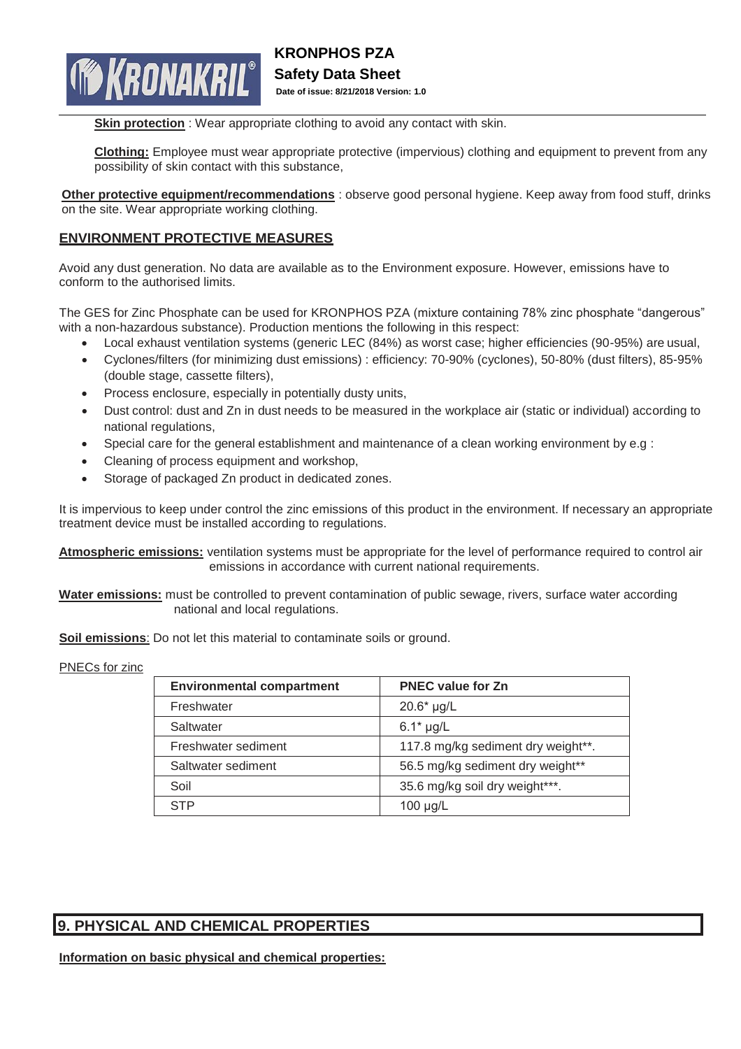**Skin protection** : Wear appropriate clothing to avoid any contact with skin.

**Clothing:** Employee must wear appropriate protective (impervious) clothing and equipment to prevent from any possibility of skin contact with this substance,

**Other protective equipment/recommendations** : observe good personal hygiene. Keep away from food stuff, drinks on the site. Wear appropriate working clothing.

## ENVIRONMENT PROTECTIVE MEASURES

Avoid any dust generation. No data are available as to the Environment exposure. However, emissions have to conform to the authorised limits.

The GES for Zinc Phosphate can be used for KRONPHOS PZA (mixture containing 78% zinc phosphate "dangerous" with a non-hazardous substance). Production mentions the following in this respect:

- Local exhaust ventilation systems (generic LEC (84%) as worst case; higher efficiencies (90-95%) are usual,
- Cyclones/filters (for minimizing dust emissions) : efficiency: 70-90% (cyclones), 50-80% (dust filters), 85-95% (double stage, cassette filters),
- Process enclosure, especially in potentially dusty units,
- Dust control: dust and Zn in dust needs to be measured in the workplace air (static or individual) according to national regulations,
- Special care for the general establishment and maintenance of a clean working environment by e.g :
- Cleaning of process equipment and workshop,
- Storage of packaged Zn product in dedicated zones.

It is impervious to keep under control the zinc emissions of this product in the environment. If necessary an appropriate treatment device must be installed according to regulations.

**Atmospheric emissions:** ventilation systems must be appropriate for the level of performance required to control air emissions in accordance with current national requirements.

**Water emissions:** must be controlled to prevent contamination of public sewage, rivers, surface water according national and local regulations.

**Soil emissions**: Do not let this material to contaminate soils or ground.

PNECs for zinc

| Environmental compartment | PNEC value for Zn |
|---|---|
| Freshwater | 20.6* µg/L |
| Saltwater | 6.1* µg/L |
| Freshwater sediment | 117.8 mg/kg sediment dry weight**. |
| Saltwater sediment | 56.5 mg/kg sediment dry weight** |
| Soil | 35.6 mg/kg soil dry weight***. |
| STP | 100 µg/L |

## 9. PHYSICAL AND CHEMICAL PROPERTIES

**Information on basic physical and chemical properties:**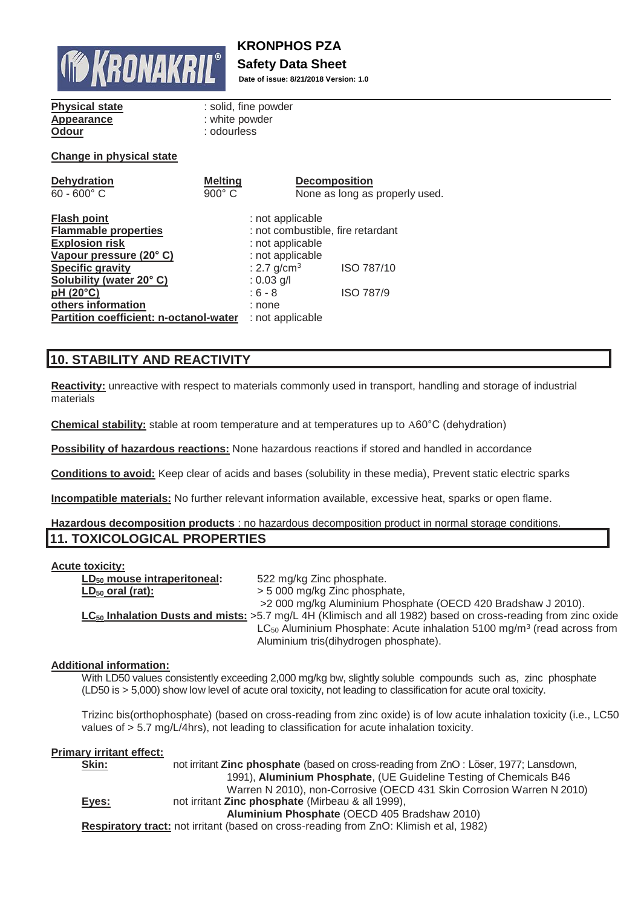**Physical state** : solid, fine powder
**Appearance** : white powder
**Odour** : odourless

**Change in physical state**

| Dehydration | Melting | Decomposition |
| --- | --- | --- |
| 60 - 600° C | 900° C | None as long as properly used. |

| | | |
| --- | --- | --- |
| **Flash point** | : not applicable | |
| **Flammable properties** | : not combustible, fire retardant | |
| **Explosion risk** | : not applicable | |
| **Vapour pressure (20° C)** | : not applicable | |
| **Specific gravity** | : 2.7 g/cm$^3$ | ISO 787/10 |
| **Solubility (water 20° C)** | : 0.03 g/l | |
| **pH (20°C)** | : 6 - 8 | ISO 787/9 |
| **others information** | : none | |
| **Partition coefficient: n-octanol-water** | : not applicable | |

## 10. STABILITY AND REACTIVITY

**Reactivity:** unreactive with respect to materials commonly used in transport, handling and storage of industrial materials

**Chemical stability:** stable at room temperature and at temperatures up to A60°C (dehydration)

**Possibility of hazardous reactions:** None hazardous reactions if stored and handled in accordance

**Conditions to avoid:** Keep clear of acids and bases (solubility in these media), Prevent static electric sparks

**Incompatible materials:** No further relevant information available, excessive heat, sparks or open flame.

**Hazardous decomposition products** : no hazardous decomposition product in normal storage conditions.

## 11. TOXICOLOGICAL PROPERTIES

**Acute toxicity:**

**$LD_{50}$ mouse intraperitoneal:** 522 mg/kg Zinc phosphate.

**$LD_{50}$ oral (rat):** > 5 000 mg/kg Zinc phosphate,
>2 000 mg/kg Aluminium Phosphate (OECD 420 Bradshaw J 2010).

**$LC_{50}$ Inhalation Dusts and mists:** >5.7 mg/L 4H (Klimisch and all 1982) based on cross-reading from zinc oxide
$LC_{50}$ Aluminium Phosphate: Acute inhalation 5100 mg/m$^3$ (read across from Aluminium tris(dihydrogen phosphate).

**Additional information:**

With LD50 values consistently exceeding 2,000 mg/kg bw, slightly soluble compounds such as, zinc phosphate (LD50 is > 5,000) show low level of acute oral toxicity, not leading to classification for acute oral toxicity.

Trizinc bis(orthophosphate) (based on cross-reading from zinc oxide) is of low acute inhalation toxicity (i.e., LC50 values of > 5.7 mg/L/4hrs), not leading to classification for acute inhalation toxicity.

**Primary irritant effect:**

**Skin:** not irritant **Zinc phosphate** (based on cross-reading from ZnO : Löser, 1977; Lansdown, 1991), **Aluminium Phosphate**, (UE Guideline Testing of Chemicals B46 Warren N 2010), non-Corrosive (OECD 431 Skin Corrosion Warren N 2010)

**Eyes:** not irritant **Zinc phosphate** (Mirbeau & all 1999),
**Aluminium Phosphate** (OECD 405 Bradshaw 2010)

**Respiratory tract:** not irritant (based on cross-reading from ZnO: Klimish et al, 1982)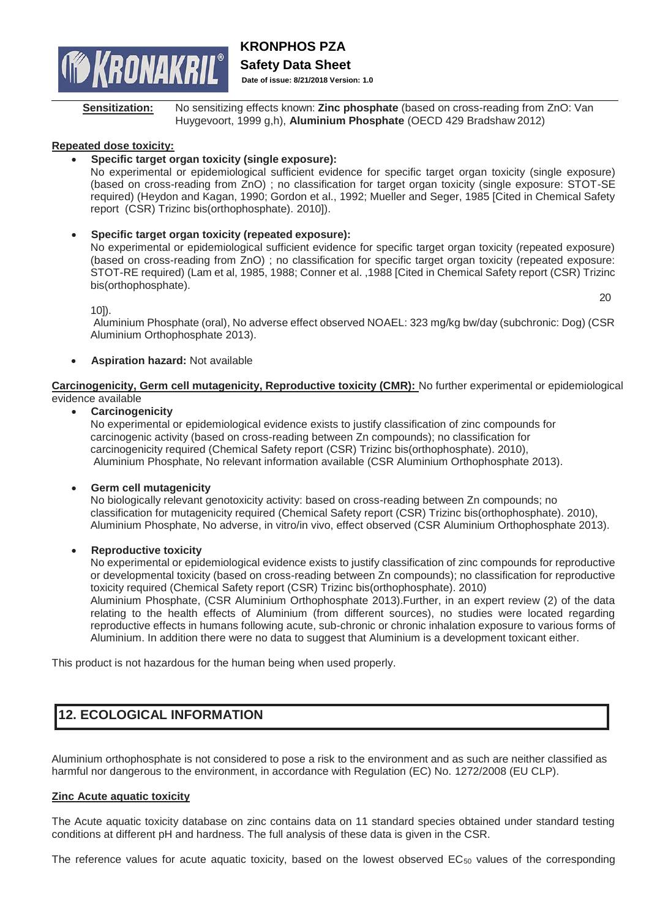**Sensitization:** No sensitizing effects known: **Zinc phosphate** (based on cross-reading from ZnO: Van Huygevoort, 1999 g,h), **Aluminium Phosphate** (OECD 429 Bradshaw 2012)

**Repeated dose toxicity:**

- **Specific target organ toxicity (single exposure):**
  No experimental or epidemiological sufficient evidence for specific target organ toxicity (single exposure) (based on cross-reading from ZnO) ; no classification for target organ toxicity (single exposure: STOT-SE required) (Heydon and Kagan, 1990; Gordon et al., 1992; Mueller and Seger, 1985 [Cited in Chemical Safety report (CSR) Trizinc bis(orthophosphate). 2010]).

- **Specific target organ toxicity (repeated exposure):**
  No experimental or epidemiological sufficient evidence for specific target organ toxicity (repeated exposure) (based on cross-reading from ZnO) ; no classification for specific target organ toxicity (repeated exposure: STOT-RE required) (Lam et al, 1985, 1988; Conner et al. ,1988 [Cited in Chemical Safety report (CSR) Trizinc bis(orthophosphate). 20 10]).
  Aluminium Phosphate (oral), No adverse effect observed NOAEL: 323 mg/kg bw/day (subchronic: Dog) (CSR Aluminium Orthophosphate 2013).

- **Aspiration hazard:** Not available

**Carcinogenicity, Germ cell mutagenicity, Reproductive toxicity (CMR):** No further experimental or epidemiological evidence available

- **Carcinogenicity**
  No experimental or epidemiological evidence exists to justify classification of zinc compounds for carcinogenic activity (based on cross-reading between Zn compounds); no classification for carcinogenicity required (Chemical Safety report (CSR) Trizinc bis(orthophosphate). 2010),
  Aluminium Phosphate, No relevant information available (CSR Aluminium Orthophosphate 2013).

- **Germ cell mutagenicity**
  No biologically relevant genotoxicity activity: based on cross-reading between Zn compounds; no classification for mutagenicity required (Chemical Safety report (CSR) Trizinc bis(orthophosphate). 2010), Aluminium Phosphate, No adverse, in vitro/in vivo, effect observed (CSR Aluminium Orthophosphate 2013).

- **Reproductive toxicity**
  No experimental or epidemiological evidence exists to justify classification of zinc compounds for reproductive or developmental toxicity (based on cross-reading between Zn compounds); no classification for reproductive toxicity required (Chemical Safety report (CSR) Trizinc bis(orthophosphate). 2010)
  Aluminium Phosphate, (CSR Aluminium Orthophosphate 2013).Further, in an expert review (2) of the data relating to the health effects of Aluminium (from different sources), no studies were located regarding reproductive effects in humans following acute, sub-chronic or chronic inhalation exposure to various forms of Aluminium. In addition there were no data to suggest that Aluminium is a development toxicant either.

This product is not hazardous for the human being when used properly.

## 12. ECOLOGICAL INFORMATION

Aluminium orthophosphate is not considered to pose a risk to the environment and as such are neither classified as harmful nor dangerous to the environment, in accordance with Regulation (EC) No. 1272/2008 (EU CLP).

**Zinc Acute aquatic toxicity**

The Acute aquatic toxicity database on zinc contains data on 11 standard species obtained under standard testing conditions at different pH and hardness. The full analysis of these data is given in the CSR.

The reference values for acute aquatic toxicity, based on the lowest observed $EC_{50}$ values of the corresponding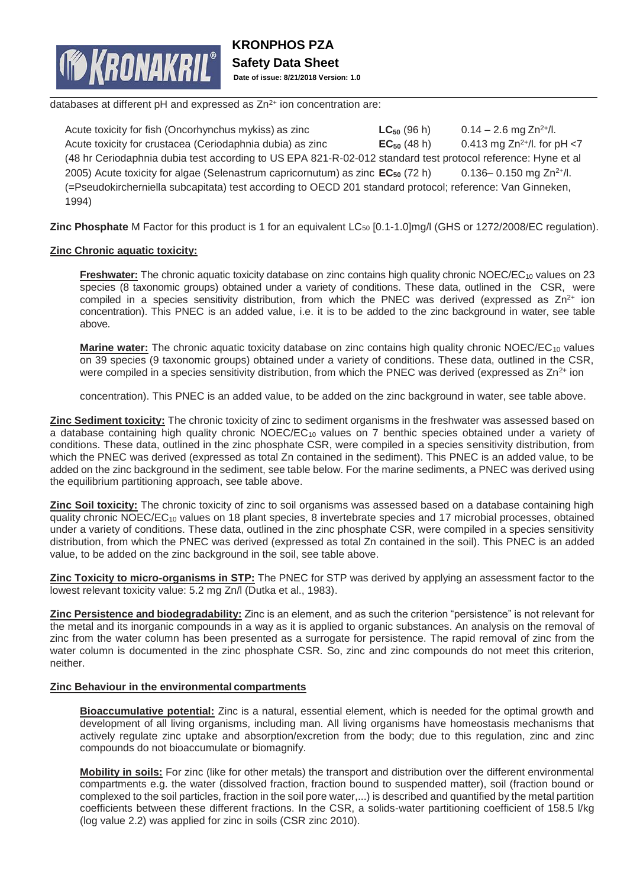databases at different pH and expressed as $Zn^{2+}$ ion concentration are:

Acute toxicity for fish (Oncorhynchus mykiss) as zinc **$LC_{50}$** (96 h) 0.14 – 2.6 mg $Zn^{2+}$/l.
Acute toxicity for crustacea (Ceriodaphnia dubia) as zinc **$EC_{50}$** (48 h) 0.413 mg $Zn^{2+}$/l. for pH <7
(48 hr Ceriodaphnia dubia test according to US EPA 821-R-02-012 standard test protocol reference: Hyne et al 2005) Acute toxicity for algae (Selenastrum capricornutum) as zinc **$EC_{50}$** (72 h) 0.136– 0.150 mg $Zn^{2+}$/l.
(=Pseudokircherniella subcapitata) test according to OECD 201 standard protocol; reference: Van Ginneken, 1994)

**Zinc Phosphate** M Factor for this product is 1 for an equivalent $LC_{50}$ [0.1-1.0]mg/l (GHS or 1272/2008/EC regulation).

**Zinc Chronic aquatic toxicity:**

**Freshwater:** The chronic aquatic toxicity database on zinc contains high quality chronic NOEC/$EC_{10}$ values on 23 species (8 taxonomic groups) obtained under a variety of conditions. These data, outlined in the CSR, were compiled in a species sensitivity distribution, from which the PNEC was derived (expressed as $Zn^{2+}$ ion concentration). This PNEC is an added value, i.e. it is to be added to the zinc background in water, see table above.

**Marine water:** The chronic aquatic toxicity database on zinc contains high quality chronic NOEC/$EC_{10}$ values on 39 species (9 taxonomic groups) obtained under a variety of conditions. These data, outlined in the CSR, were compiled in a species sensitivity distribution, from which the PNEC was derived (expressed as $Zn^{2+}$ ion concentration). This PNEC is an added value, to be added on the zinc background in water, see table above.

**Zinc Sediment toxicity:** The chronic toxicity of zinc to sediment organisms in the freshwater was assessed based on a database containing high quality chronic NOEC/$EC_{10}$ values on 7 benthic species obtained under a variety of conditions. These data, outlined in the zinc phosphate CSR, were compiled in a species sensitivity distribution, from which the PNEC was derived (expressed as total Zn contained in the sediment). This PNEC is an added value, to be added on the zinc background in the sediment, see table below. For the marine sediments, a PNEC was derived using the equilibrium partitioning approach, see table above.

**Zinc Soil toxicity:** The chronic toxicity of zinc to soil organisms was assessed based on a database containing high quality chronic NOEC/$EC_{10}$ values on 18 plant species, 8 invertebrate species and 17 microbial processes, obtained under a variety of conditions. These data, outlined in the zinc phosphate CSR, were compiled in a species sensitivity distribution, from which the PNEC was derived (expressed as total Zn contained in the soil). This PNEC is an added value, to be added on the zinc background in the soil, see table above.

**Zinc Toxicity to micro-organisms in STP:** The PNEC for STP was derived by applying an assessment factor to the lowest relevant toxicity value: 5.2 mg Zn/l (Dutka et al., 1983).

**Zinc Persistence and biodegradability:** Zinc is an element, and as such the criterion "persistence" is not relevant for the metal and its inorganic compounds in a way as it is applied to organic substances. An analysis on the removal of zinc from the water column has been presented as a surrogate for persistence. The rapid removal of zinc from the water column is documented in the zinc phosphate CSR. So, zinc and zinc compounds do not meet this criterion, neither.

**Zinc Behaviour in the environmental compartments**

**Bioaccumulative potential:** Zinc is a natural, essential element, which is needed for the optimal growth and development of all living organisms, including man. All living organisms have homeostasis mechanisms that actively regulate zinc uptake and absorption/excretion from the body; due to this regulation, zinc and zinc compounds do not bioaccumulate or biomagnify.

**Mobility in soils:** For zinc (like for other metals) the transport and distribution over the different environmental compartments e.g. the water (dissolved fraction, fraction bound to suspended matter), soil (fraction bound or complexed to the soil particles, fraction in the soil pore water,...) is described and quantified by the metal partition coefficients between these different fractions. In the CSR, a solids-water partitioning coefficient of 158.5 l/kg (log value 2.2) was applied for zinc in soils (CSR zinc 2010).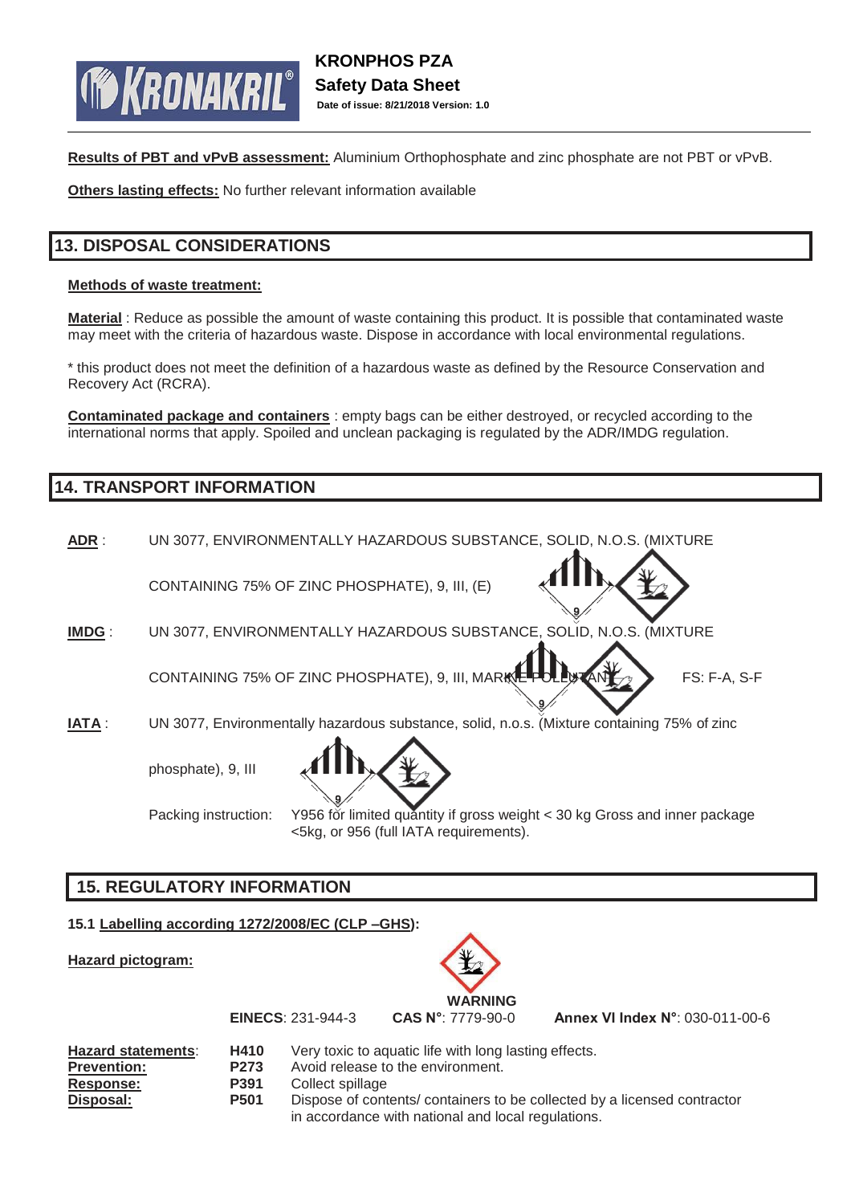**Results of PBT and vPvB assessment:** Aluminium Orthophosphate and zinc phosphate are not PBT or vPvB.

**Others lasting effects:** No further relevant information available

## 13. DISPOSAL CONSIDERATIONS

**Methods of waste treatment:**

**Material** : Reduce as possible the amount of waste containing this product. It is possible that contaminated waste may meet with the criteria of hazardous waste. Dispose in accordance with local environmental regulations.

* this product does not meet the definition of a hazardous waste as defined by the Resource Conservation and Recovery Act (RCRA).

**Contaminated package and containers** : empty bags can be either destroyed, or recycled according to the international norms that apply. Spoiled and unclean packaging is regulated by the ADR/IMDG regulation.

## 14. TRANSPORT INFORMATION

**ADR** : UN 3077, ENVIRONMENTALLY HAZARDOUS SUBSTANCE, SOLID, N.O.S. (MIXTURE CONTAINING 75% OF ZINC PHOSPHATE), 9, III, (E)

**IMDG** : UN 3077, ENVIRONMENTALLY HAZARDOUS SUBSTANCE, SOLID, N.O.S. (MIXTURE CONTAINING 75% OF ZINC PHOSPHATE), 9, III, MARINE POLLUTANT FS: F-A, S-F

**IATA** : UN 3077, Environmentally hazardous substance, solid, n.o.s. (Mixture containing 75% of zinc phosphate), 9, III

Packing instruction: Y956 for limited quantity if gross weight < 30 kg Gross and inner package <5kg, or 956 (full IATA requirements).

## 15. REGULATORY INFORMATION

**15.1 Labelling according 1272/2008/EC (CLP –GHS):**

**Hazard pictogram:**

**WARNING**

**EINECS**: 231-944-3 **CAS N°**: 7779-90-0 **Annex VI Index N°**: 030-011-00-6

| | | |
|---|---|---|
| **Hazard statements**: | **H410** | Very toxic to aquatic life with long lasting effects. |
| **Prevention:** | **P273** | Avoid release to the environment. |
| **Response:** | **P391** | Collect spillage |
| **Disposal:** | **P501** | Dispose of contents/ containers to be collected by a licensed contractor in accordance with national and local regulations. |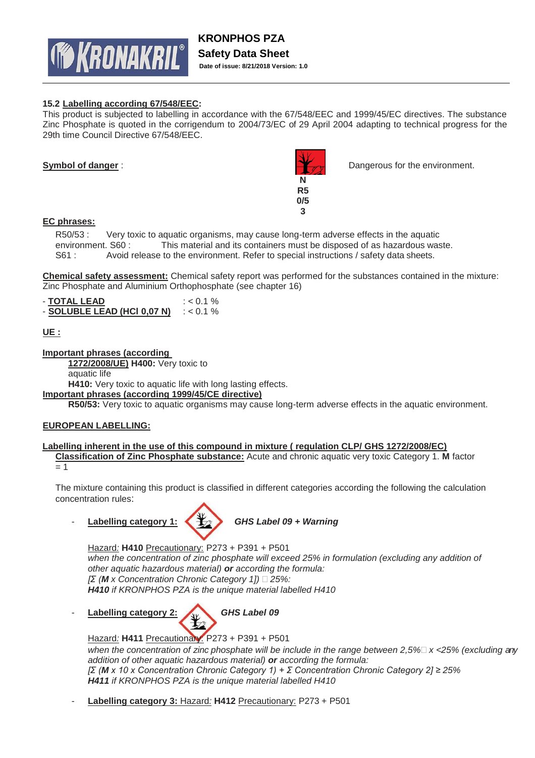**15.2 Labelling according 67/548/EEC:**

This product is subjected to labelling in accordance with the 67/548/EEC and 1999/45/EC directives. The substance Zinc Phosphate is quoted in the corrigendum to 2004/73/EC of 29 April 2004 adapting to technical progress for the 29th time Council Directive 67/548/EEC.

**Symbol of danger** :

N
R50/53

Dangerous for the environment.

**EC phrases:**

R50/53 : Very toxic to aquatic organisms, may cause long-term adverse effects in the aquatic environment. S60 : This material and its containers must be disposed of as hazardous waste.
S61 : Avoid release to the environment. Refer to special instructions / safety data sheets.

**Chemical safety assessment:** Chemical safety report was performed for the substances contained in the mixture: Zinc Phosphate and Aluminium Orthophosphate (see chapter 16)

- **TOTAL LEAD** : < 0.1 %
- **SOLUBLE LEAD (HCl 0,07 N)** : < 0.1 %

**UE :**

**Important phrases (according 1272/2008/UE)** **H400:** Very toxic to aquatic life

**H410:** Very toxic to aquatic life with long lasting effects.

**Important phrases (according 1999/45/CE directive)**

**R50/53:** Very toxic to aquatic organisms may cause long-term adverse effects in the aquatic environment.

**EUROPEAN LABELLING:**

**Labelling inherent in the use of this compound in mixture ( regulation CLP/ GHS 1272/2008/EC)**

**Classification of Zinc Phosphate substance:** Acute and chronic aquatic very toxic Category 1. **M** factor = 1

The mixture containing this product is classified in different categories according the following the calculation concentration rules:

- **Labelling category 1:** ***GHS Label 09 + Warning***

  Hazard: **H410** Precautionary: P273 + P391 + P501
  *when the concentration of zinc phosphate will exceed 25% in formulation (excluding any addition of other aquatic hazardous material)* ***or*** *according the formula:*
  *[Σ (**M** x Concentration Chronic Category 1]) ≥ 25%:*
  ***H410*** *if KRONPHOS PZA is the unique material labelled H410*

- **Labelling category 2:** ***GHS Label 09***

  Hazard: **H411** Precautionary: P273 + P391 + P501
  *when the concentration of zinc phosphate will be include in the range between 2,5% ≤ x <25% (excluding any addition of other aquatic hazardous material)* ***or*** *according the formula:*
  *[Σ (**M** x 10 x Concentration Chronic Category 1) + Σ Concentration Chronic Category 2] ≥ 25%*
  ***H411*** *if KRONPHOS PZA is the unique material labelled H410*

- **Labelling category 3:** Hazard: **H412** Precautionary: P273 + P501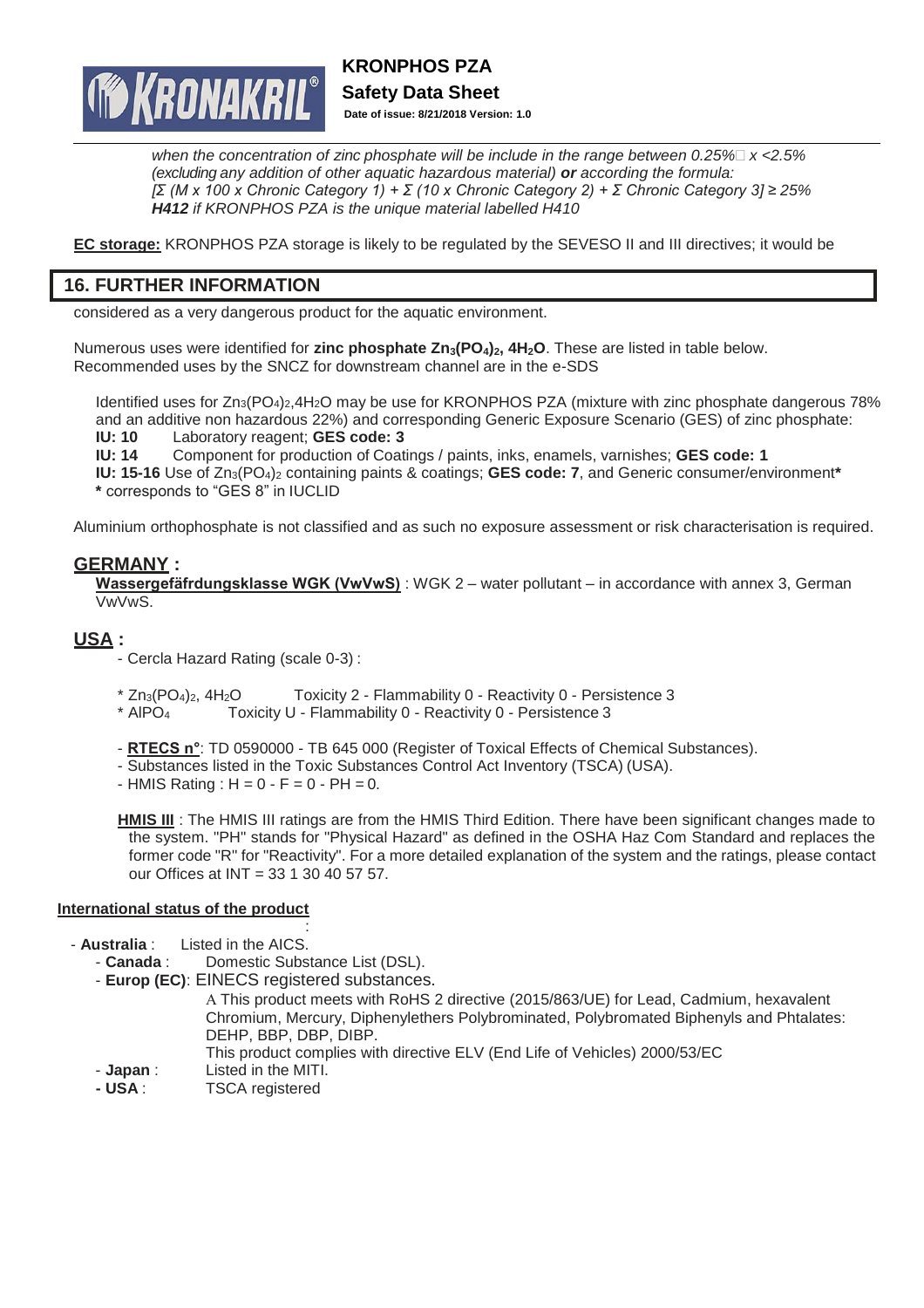*when the concentration of zinc phosphate will be include in the range between 0.25%□ x <2.5% (excluding any addition of other aquatic hazardous material)* ***or*** *according the formula:*
*[Σ (M x 100 x Chronic Category 1) + Σ (10 x Chronic Category 2) + Σ Chronic Category 3] ≥ 25%*
***H412*** *if KRONPHOS PZA is the unique material labelled H410*

**EC storage:** KRONPHOS PZA storage is likely to be regulated by the SEVESO II and III directives; it would be

## 16. FURTHER INFORMATION

considered as a very dangerous product for the aquatic environment.

Numerous uses were identified for **zinc phosphate $Zn_3(PO_4)_2$, $4H_2O$**. These are listed in table below.
Recommended uses by the SNCZ for downstream channel are in the e-SDS

Identified uses for $Zn_3(PO_4)_2$,$4H_2O$ may be use for KRONPHOS PZA (mixture with zinc phosphate dangerous 78% and an additive non hazardous 22%) and corresponding Generic Exposure Scenario (GES) of zinc phosphate:
**IU: 10** Laboratory reagent; **GES code: 3**
**IU: 14** Component for production of Coatings / paints, inks, enamels, varnishes; **GES code: 1**
**IU: 15-16** Use of $Zn_3(PO_4)_2$ containing paints & coatings; **GES code: 7**, and Generic consumer/environment**\***
**\*** corresponds to "GES 8" in IUCLID

Aluminium orthophosphate is not classified and as such no exposure assessment or risk characterisation is required.

### GERMANY :

**Wassergefärdungsklasse WGK (VwVwS)** : WGK 2 – water pollutant – in accordance with annex 3, German VwVwS.

### USA :

- Cercla Hazard Rating (scale 0-3) :

* $Zn_3(PO_4)_2$, $4H_2O$ Toxicity 2 - Flammability 0 - Reactivity 0 - Persistence 3
* $AlPO_4$ Toxicity U - Flammability 0 - Reactivity 0 - Persistence 3

- **RTECS n°**: TD 0590000 - TB 645 000 (Register of Toxical Effects of Chemical Substances).
- Substances listed in the Toxic Substances Control Act Inventory (TSCA) (USA).
- HMIS Rating : H = 0 - F = 0 - PH = 0.

**HMIS III** : The HMIS III ratings are from the HMIS Third Edition. There have been significant changes made to the system. "PH" stands for "Physical Hazard" as defined in the OSHA Haz Com Standard and replaces the former code "R" for "Reactivity". For a more detailed explanation of the system and the ratings, please contact our Offices at INT = 33 1 30 40 57 57.

**International status of the product** :

- **Australia** : Listed in the AICS.
- **Canada** : Domestic Substance List (DSL).
- **Europ (EC)**: EINECS registered substances.
  A This product meets with RoHS 2 directive (2015/863/UE) for Lead, Cadmium, hexavalent Chromium, Mercury, Diphenylethers Polybrominated, Polybromated Biphenyls and Phtalates: DEHP, BBP, DBP, DIBP.
  This product complies with directive ELV (End Life of Vehicles) 2000/53/EC
- **Japan** : Listed in the MITI.
- **USA** : TSCA registered